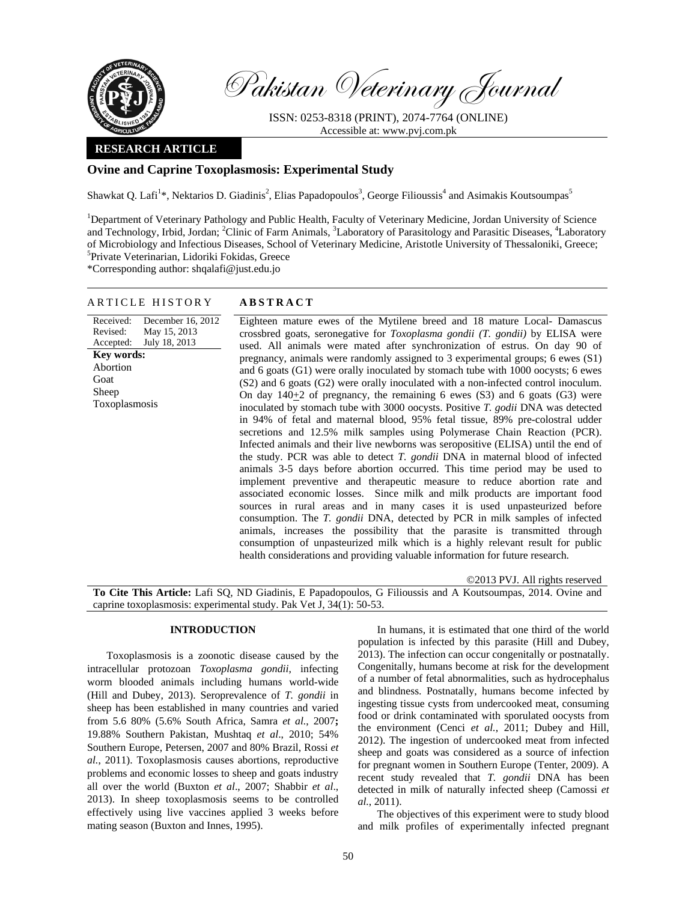Pakistan Veterinary Journal

ISSN: 0253-8318 (PRINT), 2074-7764 (ONLINE)
Accessible at: www.pvj.com.pk

**RESEARCH ARTICLE**

# Ovine and Caprine Toxoplasmosis: Experimental Study

Shawkat Q. Lafi[1]*, Nektarios D. Giadinis[2], Elias Papadopoulos[3], George Filioussis[4] and Asimakis Koutsoumpas[5]

[1]Department of Veterinary Pathology and Public Health, Faculty of Veterinary Medicine, Jordan University of Science and Technology, Irbid, Jordan; [2]Clinic of Farm Animals, [3]Laboratory of Parasitology and Parasitic Diseases, [4]Laboratory of Microbiology and Infectious Diseases, School of Veterinary Medicine, Aristotle University of Thessaloniki, Greece; [5]Private Veterinarian, Lidoriki Fokidas, Greece

*Corresponding author: shqalafi@just.edu.jo

## ARTICLE HISTORY

Received: December 16, 2012
Revised: May 15, 2013
Accepted: July 18, 2013

**Key words:**
Abortion
Goat
Sheep
Toxoplasmosis

## ABSTRACT

Eighteen mature ewes of the Mytilene breed and 18 mature Local- Damascus crossbred goats, seronegative for *Toxoplasma gondii (T. gondii)* by ELISA were used. All animals were mated after synchronization of estrus. On day 90 of pregnancy, animals were randomly assigned to 3 experimental groups; 6 ewes (S1) and 6 goats (G1) were orally inoculated by stomach tube with 1000 oocysts; 6 ewes (S2) and 6 goats (G2) were orally inoculated with a non-infected control inoculum. On day 140+2 of pregnancy, the remaining 6 ewes (S3) and 6 goats (G3) were inoculated by stomach tube with 3000 oocysts. Positive *T. godii* DNA was detected in 94% of fetal and maternal blood, 95% fetal tissue, 89% pre-colostral udder secretions and 12.5% milk samples using Polymerase Chain Reaction (PCR). Infected animals and their live newborns was seropositive (ELISA) until the end of the study. PCR was able to detect *T. gondii* DNA in maternal blood of infected animals 3-5 days before abortion occurred. This time period may be used to implement preventive and therapeutic measure to reduce abortion rate and associated economic losses. Since milk and milk products are important food sources in rural areas and in many cases it is used unpasteurized before consumption. The *T. gondii* DNA, detected by PCR in milk samples of infected animals, increases the possibility that the parasite is transmitted through consumption of unpasteurized milk which is a highly relevant result for public health considerations and providing valuable information for future research.

©2013 PVJ. All rights reserved

**To Cite This Article:** Lafi SQ, ND Giadinis, E Papadopoulos, G Filioussis and A Koutsoumpas, 2014. Ovine and caprine toxoplasmosis: experimental study. Pak Vet J, 34(1): 50-53.

## INTRODUCTION

Toxoplasmosis is a zoonotic disease caused by the intracellular protozoan *Toxoplasma gondii*, infecting worm blooded animals including humans world-wide (Hill and Dubey, 2013). Seroprevalence of *T. gondii* in sheep has been established in many countries and varied from 5.6 80% (5.6% South Africa, Samra *et al.*, 2007**;** 19.88% Southern Pakistan, Mushtaq *et al*., 2010; 54% Southern Europe, Petersen, 2007 and 80% Brazil, Rossi *et al.*, 2011). Toxoplasmosis causes abortions, reproductive problems and economic losses to sheep and goats industry all over the world (Buxton *et al*., 2007; Shabbir *et al*., 2013). In sheep toxoplasmosis seems to be controlled effectively using live vaccines applied 3 weeks before mating season (Buxton and Innes, 1995).

In humans, it is estimated that one third of the world population is infected by this parasite (Hill and Dubey, 2013). The infection can occur congenitally or postnatally. Congenitally, humans become at risk for the development of a number of fetal abnormalities, such as hydrocephalus and blindness. Postnatally, humans become infected by ingesting tissue cysts from undercooked meat, consuming food or drink contaminated with sporulated oocysts from the environment (Cenci *et al.*, 2011; Dubey and Hill, 2012). The ingestion of undercooked meat from infected sheep and goats was considered as a source of infection for pregnant women in Southern Europe (Tenter, 2009). A recent study revealed that *T. gondii* DNA has been detected in milk of naturally infected sheep (Camossi *et al.*, 2011).

The objectives of this experiment were to study blood and milk profiles of experimentally infected pregnant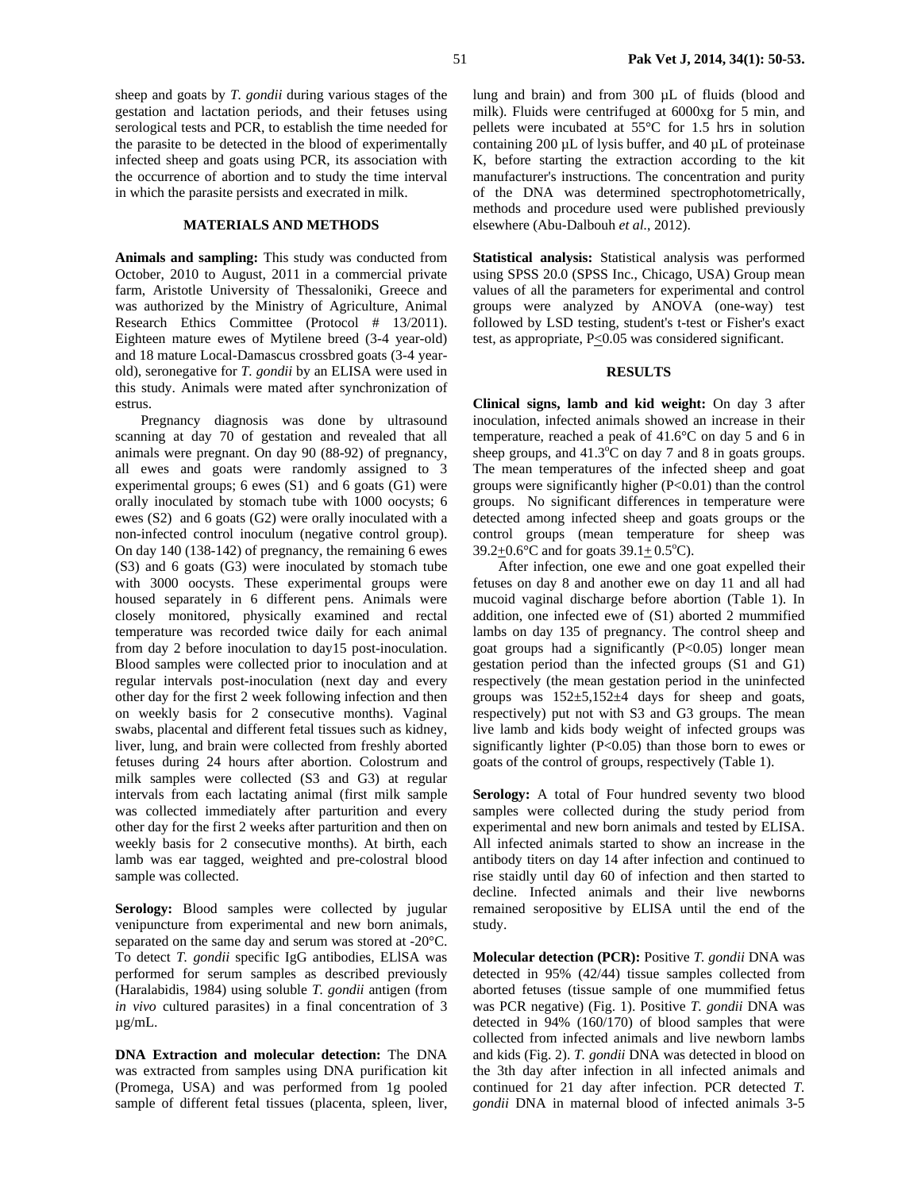sheep and goats by *T. gondii* during various stages of the gestation and lactation periods, and their fetuses using serological tests and PCR, to establish the time needed for the parasite to be detected in the blood of experimentally infected sheep and goats using PCR, its association with the occurrence of abortion and to study the time interval in which the parasite persists and execrated in milk.

## MATERIALS AND METHODS

**Animals and sampling:** This study was conducted from October, 2010 to August, 2011 in a commercial private farm, Aristotle University of Thessaloniki, Greece and was authorized by the Ministry of Agriculture, Animal Research Ethics Committee (Protocol # 13/2011). Eighteen mature ewes of Mytilene breed (3-4 year-old) and 18 mature Local-Damascus crossbred goats (3-4 year-old), seronegative for *T. gondii* by an ELISA were used in this study. Animals were mated after synchronization of estrus.

Pregnancy diagnosis was done by ultrasound scanning at day 70 of gestation and revealed that all animals were pregnant. On day 90 (88-92) of pregnancy, all ewes and goats were randomly assigned to 3 experimental groups; 6 ewes (S1) and 6 goats (G1) were orally inoculated by stomach tube with 1000 oocysts; 6 ewes (S2) and 6 goats (G2) were orally inoculated with a non-infected control inoculum (negative control group). On day 140 (138-142) of pregnancy, the remaining 6 ewes (S3) and 6 goats (G3) were inoculated by stomach tube with 3000 oocysts. These experimental groups were housed separately in 6 different pens. Animals were closely monitored, physically examined and rectal temperature was recorded twice daily for each animal from day 2 before inoculation to day15 post-inoculation. Blood samples were collected prior to inoculation and at regular intervals post-inoculation (next day and every other day for the first 2 week following infection and then on weekly basis for 2 consecutive months). Vaginal swabs, placental and different fetal tissues such as kidney, liver, lung, and brain were collected from freshly aborted fetuses during 24 hours after abortion. Colostrum and milk samples were collected (S3 and G3) at regular intervals from each lactating animal (first milk sample was collected immediately after parturition and every other day for the first 2 weeks after parturition and then on weekly basis for 2 consecutive months). At birth, each lamb was ear tagged, weighted and pre-colostral blood sample was collected.

**Serology:** Blood samples were collected by jugular venipuncture from experimental and new born animals, separated on the same day and serum was stored at -20°C. To detect *T. gondii* specific IgG antibodies, ELISA was performed for serum samples as described previously (Haralabidis, 1984) using soluble *T. gondii* antigen (from *in vivo* cultured parasites) in a final concentration of 3 µg/mL.

**DNA Extraction and molecular detection:** The DNA was extracted from samples using DNA purification kit (Promega, USA) and was performed from 1g pooled sample of different fetal tissues (placenta, spleen, liver, lung and brain) and from 300 µL of fluids (blood and milk). Fluids were centrifuged at 6000xg for 5 min, and pellets were incubated at 55°C for 1.5 hrs in solution containing 200 µL of lysis buffer, and 40 µL of proteinase K, before starting the extraction according to the kit manufacturer's instructions. The concentration and purity of the DNA was determined spectrophotometrically, methods and procedure used were published previously elsewhere (Abu-Dalbouh *et al*., 2012).

**Statistical analysis:** Statistical analysis was performed using SPSS 20.0 (SPSS Inc., Chicago, USA) Group mean values of all the parameters for experimental and control groups were analyzed by ANOVA (one-way) test followed by LSD testing, student's t-test or Fisher's exact test, as appropriate, $P \leq 0.05$ was considered significant.

## RESULTS

**Clinical signs, lamb and kid weight:** On day 3 after inoculation, infected animals showed an increase in their temperature, reached a peak of 41.6°C on day 5 and 6 in sheep groups, and 41.3°C on day 7 and 8 in goats groups. The mean temperatures of the infected sheep and goat groups were significantly higher ($P<0.01$) than the control groups. No significant differences in temperature were detected among infected sheep and goats groups or the control groups (mean temperature for sheep was $39.2 \pm 0.6$°C and for goats $39.1 \pm 0.5$°C).

After infection, one ewe and one goat expelled their fetuses on day 8 and another ewe on day 11 and all had mucoid vaginal discharge before abortion (Table 1). In addition, one infected ewe of (S1) aborted 2 mummified lambs on day 135 of pregnancy. The control sheep and goat groups had a significantly ($P<0.05$) longer mean gestation period than the infected groups (S1 and G1) respectively (the mean gestation period in the uninfected groups was $152 \pm 5$, $152 \pm 4$ days for sheep and goats, respectively) put not with S3 and G3 groups. The mean live lamb and kids body weight of infected groups was significantly lighter ($P<0.05$) than those born to ewes or goats of the control of groups, respectively (Table 1).

**Serology:** A total of Four hundred seventy two blood samples were collected during the study period from experimental and new born animals and tested by ELISA. All infected animals started to show an increase in the antibody titers on day 14 after infection and continued to rise staidly until day 60 of infection and then started to decline. Infected animals and their live newborns remained seropositive by ELISA until the end of the study.

**Molecular detection (PCR):** Positive *T. gondii* DNA was detected in 95% (42/44) tissue samples collected from aborted fetuses (tissue sample of one mummified fetus was PCR negative) (Fig. 1). Positive *T. gondii* DNA was detected in 94% (160/170) of blood samples that were collected from infected animals and live newborn lambs and kids (Fig. 2). *T. gondii* DNA was detected in blood on the 3th day after infection in all infected animals and continued for 21 day after infection. PCR detected *T. gondii* DNA in maternal blood of infected animals 3-5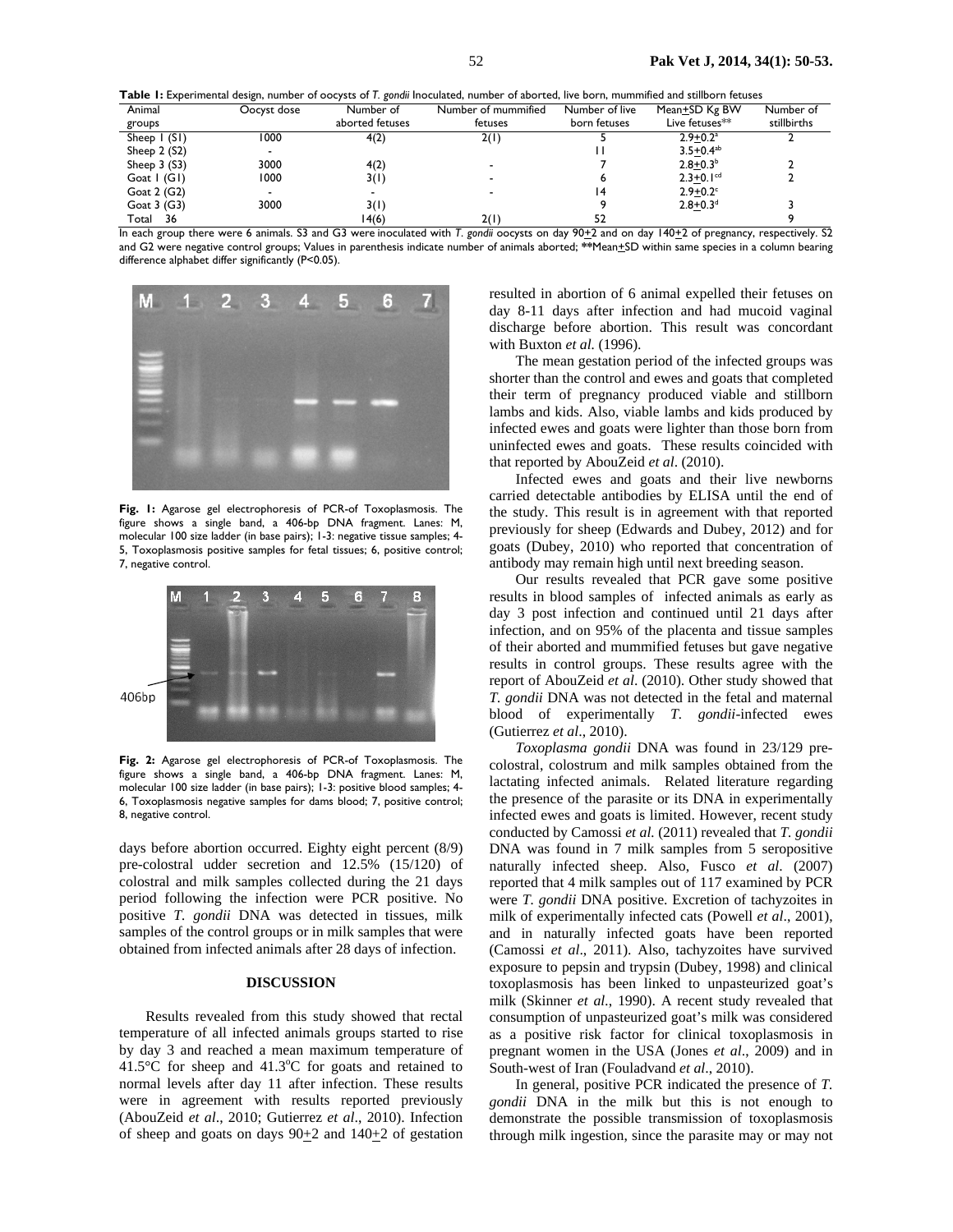**Table 1:** Experimental design, number of oocysts of *T. gondii* Inoculated, number of aborted, live born, mummified and stillborn fetuses

| Animal groups | Oocyst dose | Number of aborted fetuses | Number of mummified fetuses | Number of live born fetuses | Mean±SD Kg BW Live fetuses** | Number of stillbirths |
|---|---|---|---|---|---|---|
| Sheep 1 (S1) | 1000 | 4(2) | 2(1) | 5 | 2.9±0.2[a] | 2 |
| Sheep 2 (S2) | - | | | 11 | 3.5±0.4[ab] | |
| Sheep 3 (S3) | 3000 | 4(2) | - | 7 | 2.8±0.3[b] | 2 |
| Goat 1 (G1) | 1000 | 3(1) | - | 6 | 2.3±0.1[cd] | 2 |
| Goat 2 (G2) | - | - | - | 14 | 2.9±0.2[c] | |
| Goat 3 (G3) | 3000 | 3(1) | | 9 | 2.8±0.3[d] | 3 |
| Total 36 | | 14(6) | 2(1) | 52 | | 9 |

In each group there were 6 animals. S3 and G3 were inoculated with *T. gondii* oocysts on day 90±2 and on day 140±2 of pregnancy, respectively. S2 and G2 were negative control groups; Values in parenthesis indicate number of animals aborted; **Mean±SD within same species in a column bearing difference alphabet differ significantly (P<0.05).

**Fig. 1:** Agarose gel electrophoresis of PCR-of Toxoplasmosis. The figure shows a single band, a 406-bp DNA fragment. Lanes: M, molecular 100 size ladder (in base pairs); 1-3: negative tissue samples; 4-5, Toxoplasmosis positive samples for fetal tissues; 6, positive control; 7, negative control.

**Fig. 2:** Agarose gel electrophoresis of PCR-of Toxoplasmosis. The figure shows a single band, a 406-bp DNA fragment. Lanes: M, molecular 100 size ladder (in base pairs); 1-3: positive blood samples; 4-6, Toxoplasmosis negative samples for dams blood; 7, positive control; 8, negative control.

days before abortion occurred. Eighty eight percent (8/9) pre-colostral udder secretion and 12.5% (15/120) of colostral and milk samples collected during the 21 days period following the infection were PCR positive. No positive *T. gondii* DNA was detected in tissues, milk samples of the control groups or in milk samples that were obtained from infected animals after 28 days of infection.

## DISCUSSION

Results revealed from this study showed that rectal temperature of all infected animals groups started to rise by day 3 and reached a mean maximum temperature of 41.5°C for sheep and 41.3°C for goats and retained to normal levels after day 11 after infection. These results were in agreement with results reported previously (AbouZeid *et al*., 2010; Gutierrez *et al*., 2010). Infection of sheep and goats on days 90±2 and 140±2 of gestation resulted in abortion of 6 animal expelled their fetuses on day 8-11 days after infection and had mucoid vaginal discharge before abortion. This result was concordant with Buxton *et al.* (1996).

The mean gestation period of the infected groups was shorter than the control and ewes and goats that completed their term of pregnancy produced viable and stillborn lambs and kids. Also, viable lambs and kids produced by infected ewes and goats were lighter than those born from uninfected ewes and goats. These results coincided with that reported by AbouZeid *et al*. (2010).

Infected ewes and goats and their live newborns carried detectable antibodies by ELISA until the end of the study. This result is in agreement with that reported previously for sheep (Edwards and Dubey, 2012) and for goats (Dubey, 2010) who reported that concentration of antibody may remain high until next breeding season.

Our results revealed that PCR gave some positive results in blood samples of infected animals as early as day 3 post infection and continued until 21 days after infection, and on 95% of the placenta and tissue samples of their aborted and mummified fetuses but gave negative results in control groups. These results agree with the report of AbouZeid *et al*. (2010). Other study showed that *T. gondii* DNA was not detected in the fetal and maternal blood of experimentally *T. gondii*-infected ewes (Gutierrez *et al*., 2010).

*Toxoplasma gondii* DNA was found in 23/129 pre-colostral, colostrum and milk samples obtained from the lactating infected animals. Related literature regarding the presence of the parasite or its DNA in experimentally infected ewes and goats is limited. However, recent study conducted by Camossi *et al.* (2011) revealed that *T. gondii* DNA was found in 7 milk samples from 5 seropositive naturally infected sheep. Also, Fusco *et al*. (2007) reported that 4 milk samples out of 117 examined by PCR were *T. gondii* DNA positive. Excretion of tachyzoites in milk of experimentally infected cats (Powell *et al*., 2001), and in naturally infected goats have been reported (Camossi *et al*., 2011). Also, tachyzoites have survived exposure to pepsin and trypsin (Dubey, 1998) and clinical toxoplasmosis has been linked to unpasteurized goat's milk (Skinner *et al*., 1990). A recent study revealed that consumption of unpasteurized goat's milk was considered as a positive risk factor for clinical toxoplasmosis in pregnant women in the USA (Jones *et al*., 2009) and in South-west of Iran (Fouladvand *et al*., 2010).

In general, positive PCR indicated the presence of *T. gondii* DNA in the milk but this is not enough to demonstrate the possible transmission of toxoplasmosis through milk ingestion, since the parasite may or may not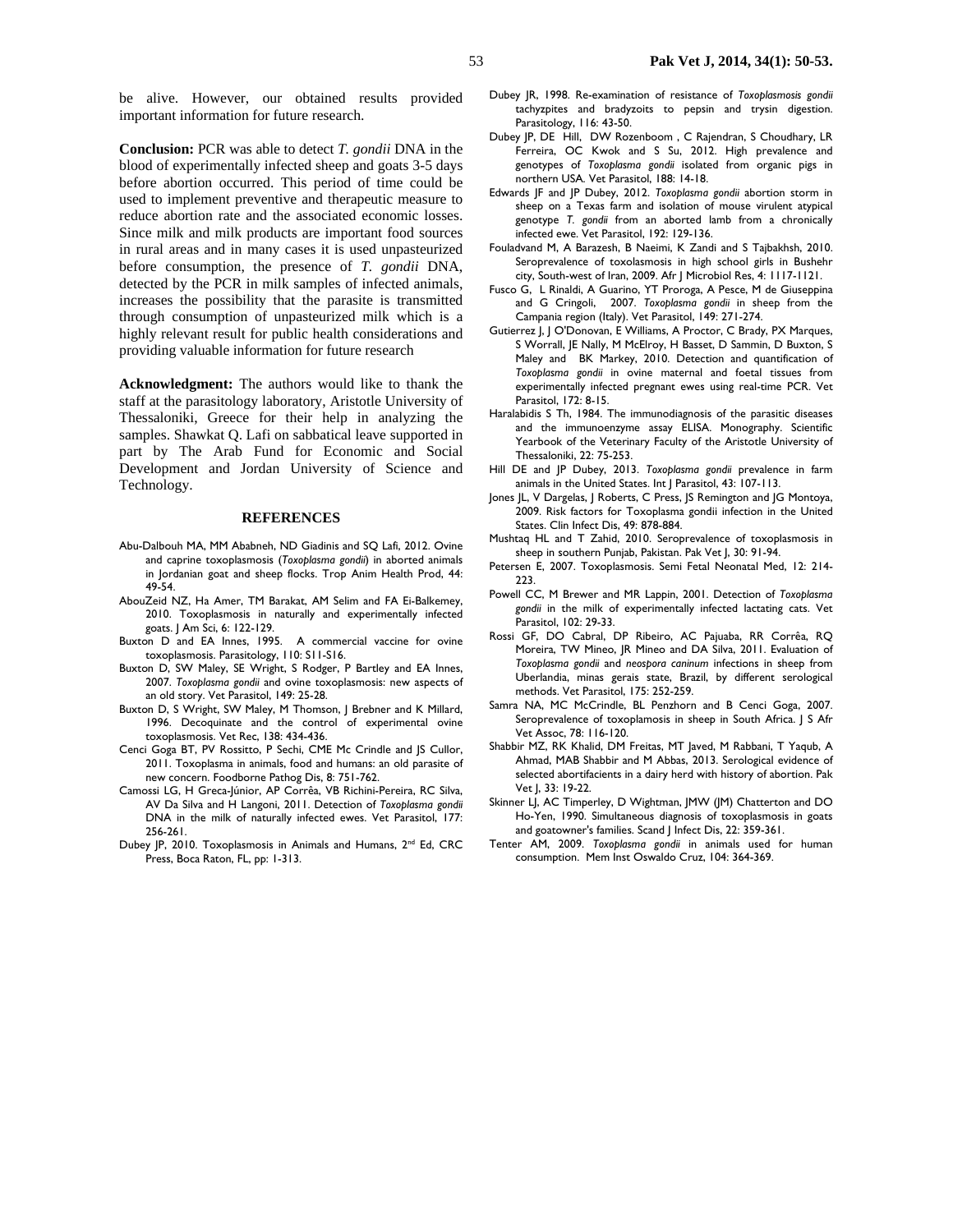be alive. However, our obtained results provided important information for future research.

**Conclusion:** PCR was able to detect *T. gondii* DNA in the blood of experimentally infected sheep and goats 3-5 days before abortion occurred. This period of time could be used to implement preventive and therapeutic measure to reduce abortion rate and the associated economic losses. Since milk and milk products are important food sources in rural areas and in many cases it is used unpasteurized before consumption, the presence of *T. gondii* DNA, detected by the PCR in milk samples of infected animals, increases the possibility that the parasite is transmitted through consumption of unpasteurized milk which is a highly relevant result for public health considerations and providing valuable information for future research

**Acknowledgment:** The authors would like to thank the staff at the parasitology laboratory, Aristotle University of Thessaloniki, Greece for their help in analyzing the samples. Shawkat Q. Lafi on sabbatical leave supported in part by The Arab Fund for Economic and Social Development and Jordan University of Science and Technology.

## REFERENCES

Abu-Dalbouh MA, MM Ababneh, ND Giadinis and SQ Lafi, 2012. Ovine and caprine toxoplasmosis (*Toxoplasma gondii*) in aborted animals in Jordanian goat and sheep flocks. Trop Anim Health Prod, 44: 49-54.

AbouZeid NZ, Ha Amer, TM Barakat, AM Selim and FA Ei-Balkemey, 2010. Toxoplasmosis in naturally and experimentally infected goats. J Am Sci, 6: 122-129.

Buxton D and EA Innes, 1995. A commercial vaccine for ovine toxoplasmosis. Parasitology, 110: S11-S16.

Buxton D, SW Maley, SE Wright, S Rodger, P Bartley and EA Innes, 2007. *Toxoplasma gondii* and ovine toxoplasmosis: new aspects of an old story. Vet Parasitol, 149: 25-28.

Buxton D, S Wright, SW Maley, M Thomson, J Brebner and K Millard, 1996. Decoquinate and the control of experimental ovine toxoplasmosis. Vet Rec, 138: 434-436.

Cenci Goga BT, PV Rossitto, P Sechi, CME Mc Crindle and JS Cullor, 2011. Toxoplasma in animals, food and humans: an old parasite of new concern. Foodborne Pathog Dis, 8: 751-762.

Camossi LG, H Greca-Júnior, AP Corrêa, VB Richini-Pereira, RC Silva, AV Da Silva and H Langoni, 2011. Detection of *Toxoplasma gondii* DNA in the milk of naturally infected ewes. Vet Parasitol, 177: 256-261.

Dubey JP, 2010. Toxoplasmosis in Animals and Humans, 2nd Ed, CRC Press, Boca Raton, FL, pp: 1-313.

Dubey JR, 1998. Re-examination of resistance of *Toxoplasmosis gondii* tachyzpites and bradyzoits to pepsin and trysin digestion. Parasitology, 116: 43-50.

Dubey JP, DE Hill, DW Rozenboom , C Rajendran, S Choudhary, LR Ferreira, OC Kwok and S Su, 2012. High prevalence and genotypes of *Toxoplasma gondii* isolated from organic pigs in northern USA. Vet Parasitol, 188: 14-18.

Edwards JF and JP Dubey, 2012. *Toxoplasma gondii* abortion storm in sheep on a Texas farm and isolation of mouse virulent atypical genotype *T. gondii* from an aborted lamb from a chronically infected ewe. Vet Parasitol, 192: 129-136.

Fouladvand M, A Barazesh, B Naeimi, K Zandi and S Tajbakhsh, 2010. Seroprevalence of toxolasmosis in high school girls in Bushehr city, South-west of Iran, 2009. Afr J Microbiol Res, 4: 1117-1121.

Fusco G, L Rinaldi, A Guarino, YT Proroga, A Pesce, M de Giuseppina and G Cringoli, 2007. *Toxoplasma gondii* in sheep from the Campania region (Italy). Vet Parasitol, 149: 271-274.

Gutierrez J, J O'Donovan, E Williams, A Proctor, C Brady, PX Marques, S Worrall, JE Nally, M McElroy, H Basset, D Sammin, D Buxton, S Maley and BK Markey, 2010. Detection and quantification of *Toxoplasma gondii* in ovine maternal and foetal tissues from experimentally infected pregnant ewes using real-time PCR. Vet Parasitol, 172: 8-15.

Haralabidis S Th, 1984. The immunodiagnosis of the parasitic diseases and the immunoenzyme assay ELISA. Monography. Scientific Yearbook of the Veterinary Faculty of the Aristotle University of Thessaloniki, 22: 75-253.

Hill DE and JP Dubey, 2013. *Toxoplasma gondii* prevalence in farm animals in the United States. Int J Parasitol, 43: 107-113.

Jones JL, V Dargelas, J Roberts, C Press, JS Remington and JG Montoya, 2009. Risk factors for Toxoplasma gondii infection in the United States. Clin Infect Dis, 49: 878-884.

Mushtaq HL and T Zahid, 2010. Seroprevalence of toxoplasmosis in sheep in southern Punjab, Pakistan. Pak Vet J, 30: 91-94.

Petersen E, 2007. Toxoplasmosis. Semi Fetal Neonatal Med, 12: 214-223.

Powell CC, M Brewer and MR Lappin, 2001. Detection of *Toxoplasma gondii* in the milk of experimentally infected lactating cats. Vet Parasitol, 102: 29-33.

Rossi GF, DO Cabral, DP Ribeiro, AC Pajuaba, RR Corrêa, RQ Moreira, TW Mineo, JR Mineo and DA Silva, 2011. Evaluation of *Toxoplasma gondii* and *neospora caninum* infections in sheep from Uberlandia, minas gerais state, Brazil, by different serological methods. Vet Parasitol, 175: 252-259.

Samra NA, MC McCrindle, BL Penzhorn and B Cenci Goga, 2007. Seroprevalence of toxoplamosis in sheep in South Africa. J S Afr Vet Assoc, 78: 116-120.

Shabbir MZ, RK Khalid, DM Freitas, MT Javed, M Rabbani, T Yaqub, A Ahmad, MAB Shabbir and M Abbas, 2013. Serological evidence of selected abortifacients in a dairy herd with history of abortion. Pak Vet J, 33: 19-22.

Skinner LJ, AC Timperley, D Wightman, JMW (JM) Chatterton and DO Ho-Yen, 1990. Simultaneous diagnosis of toxoplasmosis in goats and goatowner's families. Scand J Infect Dis, 22: 359-361.

Tenter AM, 2009. *Toxoplasma gondii* in animals used for human consumption. Mem Inst Oswaldo Cruz, 104: 364-369.